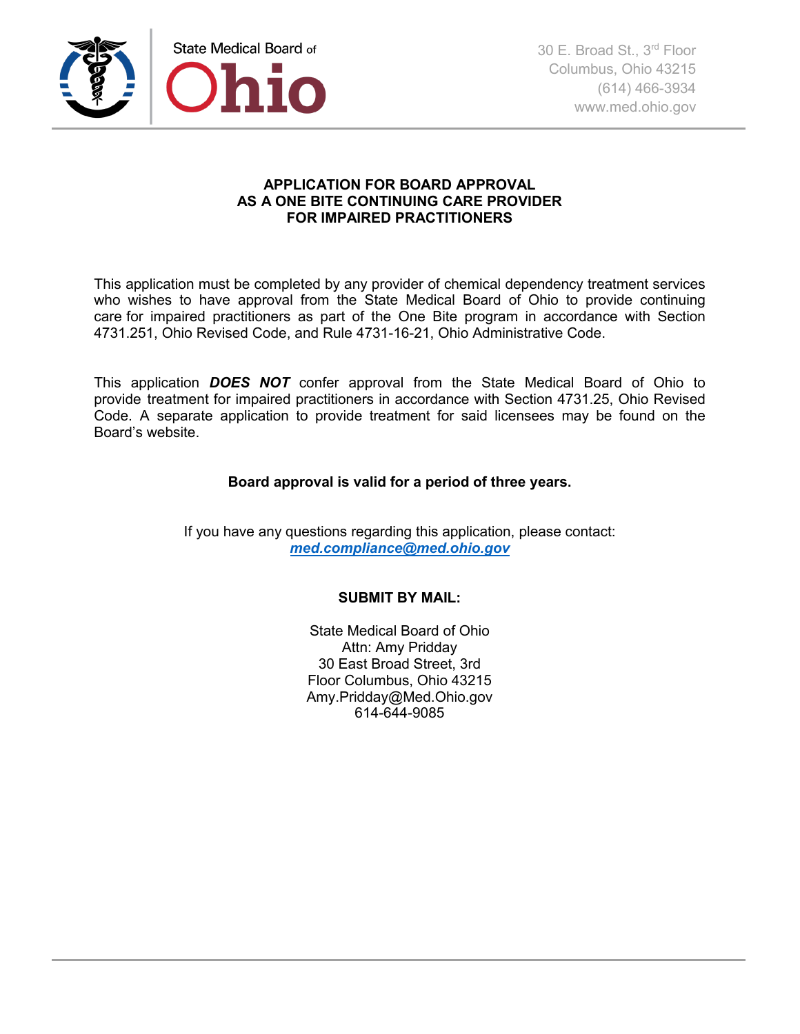State Medical Board of Ohio

30 E. Broad St., 3rd Floor
Columbus, Ohio 43215
(614) 466-3934
www.med.ohio.gov

**APPLICATION FOR BOARD APPROVAL AS A ONE BITE CONTINUING CARE PROVIDER FOR IMPAIRED PRACTITIONERS**

This application must be completed by any provider of chemical dependency treatment services who wishes to have approval from the State Medical Board of Ohio to provide continuing care for impaired practitioners as part of the One Bite program in accordance with Section 4731.251, Ohio Revised Code, and Rule 4731-16-21, Ohio Administrative Code.

This application ***DOES NOT*** confer approval from the State Medical Board of Ohio to provide treatment for impaired practitioners in accordance with Section 4731.25, Ohio Revised Code. A separate application to provide treatment for said licensees may be found on the Board's website.

**Board approval is valid for a period of three years.**

If you have any questions regarding this application, please contact:
***med.compliance@med.ohio.gov***

**SUBMIT BY MAIL:**

State Medical Board of Ohio
Attn: Amy Pridday
30 East Broad Street, 3rd
Floor Columbus, Ohio 43215
Amy.Pridday@Med.Ohio.gov
614-644-9085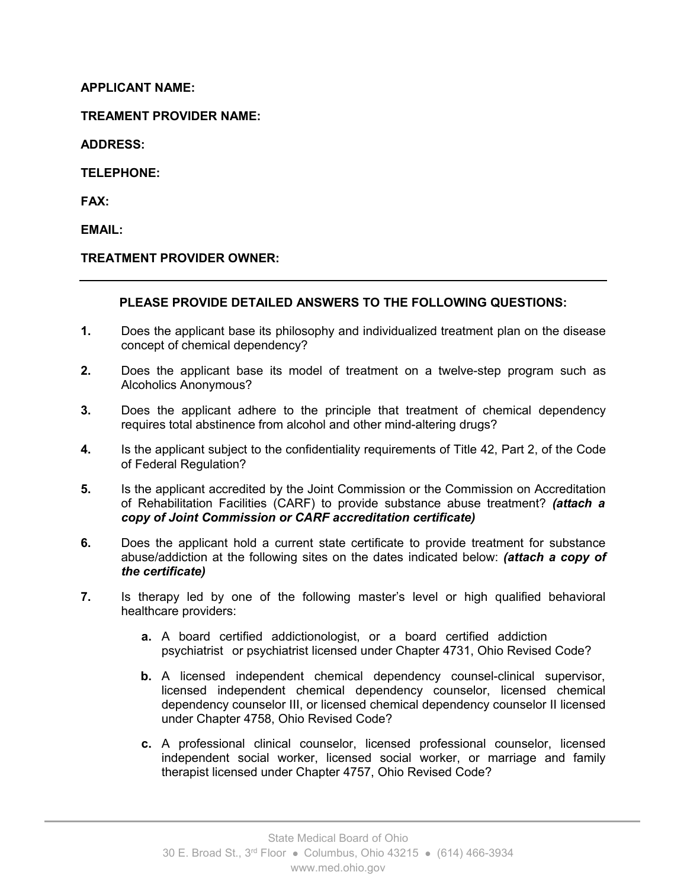**APPLICANT NAME:**

**TREAMENT PROVIDER NAME:**

**ADDRESS:**

**TELEPHONE:**

**FAX:**

**EMAIL:**

**TREATMENT PROVIDER OWNER:**

---

**PLEASE PROVIDE DETAILED ANSWERS TO THE FOLLOWING QUESTIONS:**

**1.** Does the applicant base its philosophy and individualized treatment plan on the disease concept of chemical dependency?

**2.** Does the applicant base its model of treatment on a twelve-step program such as Alcoholics Anonymous?

**3.** Does the applicant adhere to the principle that treatment of chemical dependency requires total abstinence from alcohol and other mind-altering drugs?

**4.** Is the applicant subject to the confidentiality requirements of Title 42, Part 2, of the Code of Federal Regulation?

**5.** Is the applicant accredited by the Joint Commission or the Commission on Accreditation of Rehabilitation Facilities (CARF) to provide substance abuse treatment? ***(attach a copy of Joint Commission or CARF accreditation certificate)***

**6.** Does the applicant hold a current state certificate to provide treatment for substance abuse/addiction at the following sites on the dates indicated below: ***(attach a copy of the certificate)***

**7.** Is therapy led by one of the following master's level or high qualified behavioral healthcare providers:

   **a.** A board certified addictionologist, or a board certified addiction psychiatrist or psychiatrist licensed under Chapter 4731, Ohio Revised Code?

   **b.** A licensed independent chemical dependency counsel-clinical supervisor, licensed independent chemical dependency counselor, licensed chemical dependency counselor III, or licensed chemical dependency counselor II licensed under Chapter 4758, Ohio Revised Code?

   **c.** A professional clinical counselor, licensed professional counselor, licensed independent social worker, licensed social worker, or marriage and family therapist licensed under Chapter 4757, Ohio Revised Code?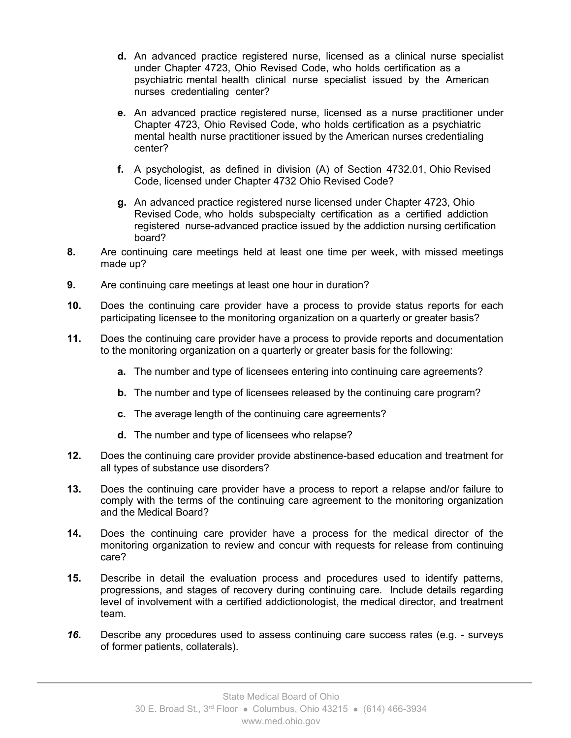- **d.** An advanced practice registered nurse, licensed as a clinical nurse specialist under Chapter 4723, Ohio Revised Code, who holds certification as a psychiatric mental health clinical nurse specialist issued by the American nurses credentialing center?

   - **e.** An advanced practice registered nurse, licensed as a nurse practitioner under Chapter 4723, Ohio Revised Code, who holds certification as a psychiatric mental health nurse practitioner issued by the American nurses credentialing center?

   - **f.** A psychologist, as defined in division (A) of Section 4732.01, Ohio Revised Code, licensed under Chapter 4732 Ohio Revised Code?

   - **g.** An advanced practice registered nurse licensed under Chapter 4723, Ohio Revised Code, who holds subspecialty certification as a certified addiction registered nurse-advanced practice issued by the addiction nursing certification board?

**8.** Are continuing care meetings held at least one time per week, with missed meetings made up?

**9.** Are continuing care meetings at least one hour in duration?

**10.** Does the continuing care provider have a process to provide status reports for each participating licensee to the monitoring organization on a quarterly or greater basis?

**11.** Does the continuing care provider have a process to provide reports and documentation to the monitoring organization on a quarterly or greater basis for the following:

   - **a.** The number and type of licensees entering into continuing care agreements?
   - **b.** The number and type of licensees released by the continuing care program?
   - **c.** The average length of the continuing care agreements?
   - **d.** The number and type of licensees who relapse?

**12.** Does the continuing care provider provide abstinence-based education and treatment for all types of substance use disorders?

**13.** Does the continuing care provider have a process to report a relapse and/or failure to comply with the terms of the continuing care agreement to the monitoring organization and the Medical Board?

**14.** Does the continuing care provider have a process for the medical director of the monitoring organization to review and concur with requests for release from continuing care?

**15.** Describe in detail the evaluation process and procedures used to identify patterns, progressions, and stages of recovery during continuing care. Include details regarding level of involvement with a certified addictionologist, the medical director, and treatment team.

***16.*** Describe any procedures used to assess continuing care success rates (e.g. - surveys of former patients, collaterals).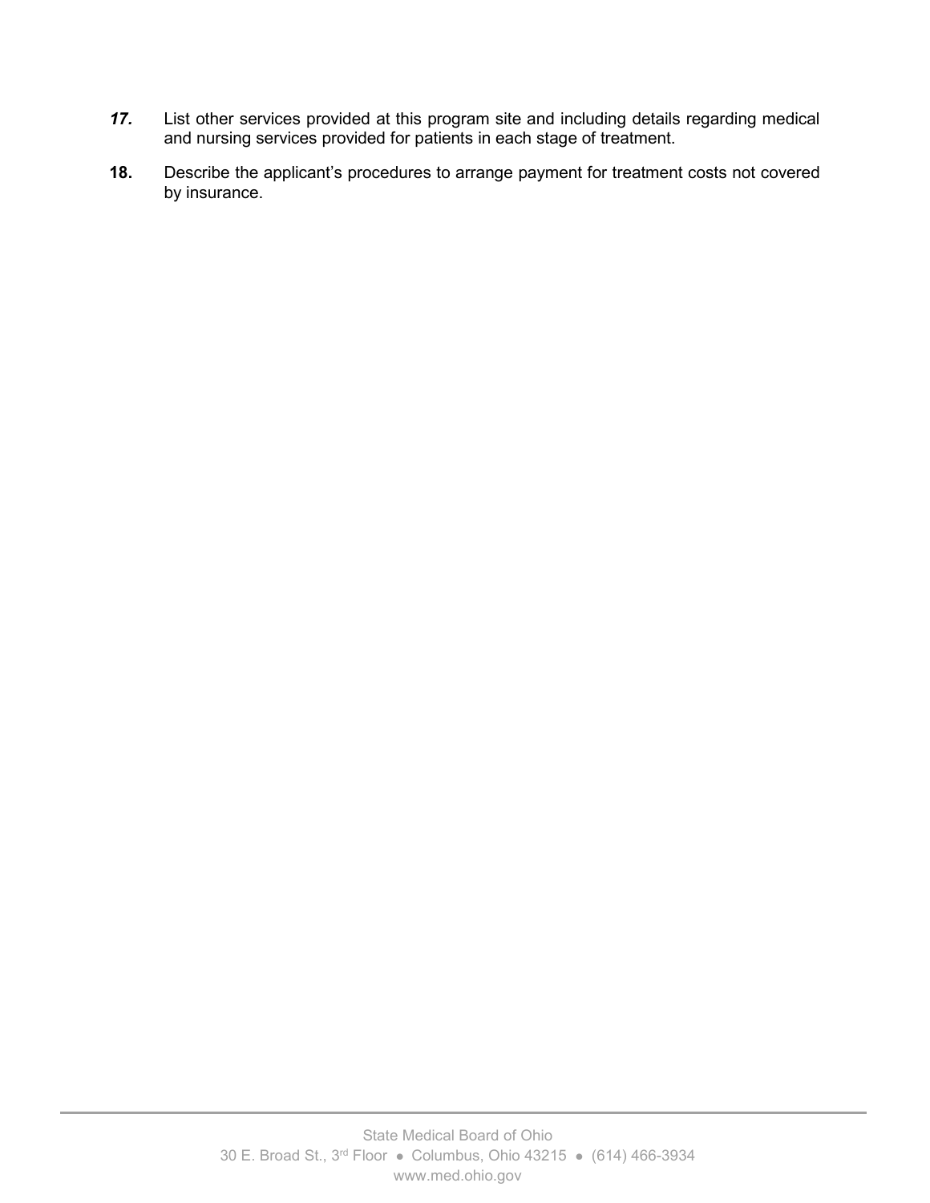***17.*** List other services provided at this program site and including details regarding medical and nursing services provided for patients in each stage of treatment.

**18.** Describe the applicant's procedures to arrange payment for treatment costs not covered by insurance.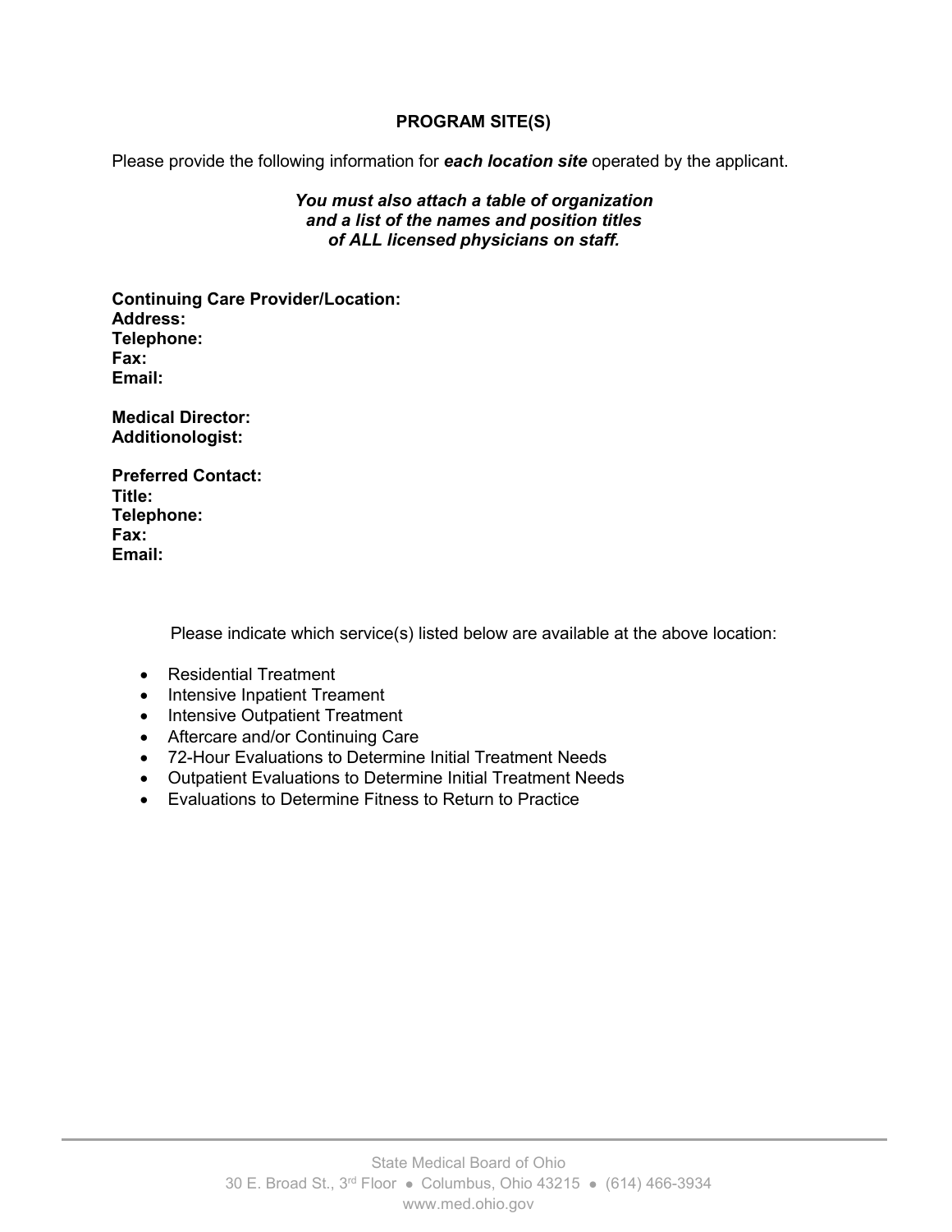## PROGRAM SITE(S)

Please provide the following information for ***each location site*** operated by the applicant.

***You must also attach a table of organization and a list of the names and position titles of ALL licensed physicians on staff.***

**Continuing Care Provider/Location:**
**Address:**
**Telephone:**
**Fax:**
**Email:**

**Medical Director:**
**Additionologist:**

**Preferred Contact:**
**Title:**
**Telephone:**
**Fax:**
**Email:**

Please indicate which service(s) listed below are available at the above location:

- Residential Treatment
- Intensive Inpatient Treament
- Intensive Outpatient Treatment
- Aftercare and/or Continuing Care
- 72-Hour Evaluations to Determine Initial Treatment Needs
- Outpatient Evaluations to Determine Initial Treatment Needs
- Evaluations to Determine Fitness to Return to Practice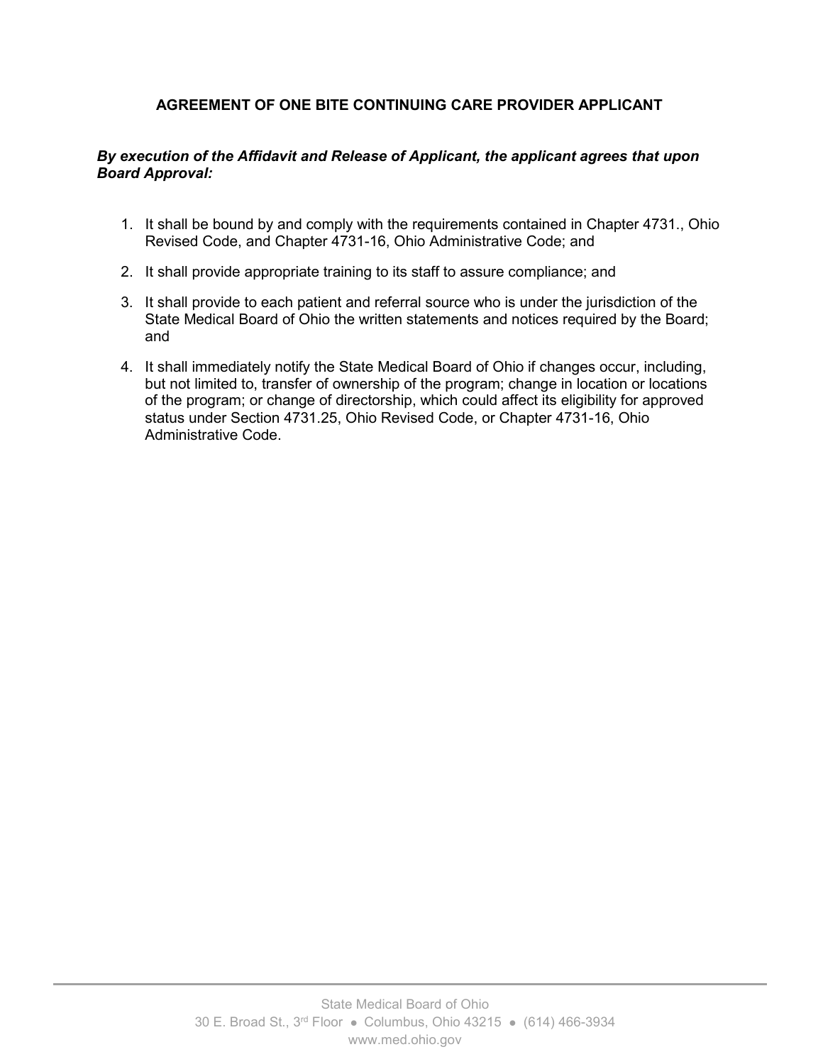# AGREEMENT OF ONE BITE CONTINUING CARE PROVIDER APPLICANT

***By execution of the Affidavit and Release of Applicant, the applicant agrees that upon Board Approval:***

1. It shall be bound by and comply with the requirements contained in Chapter 4731., Ohio Revised Code, and Chapter 4731-16, Ohio Administrative Code; and
2. It shall provide appropriate training to its staff to assure compliance; and
3. It shall provide to each patient and referral source who is under the jurisdiction of the State Medical Board of Ohio the written statements and notices required by the Board; and
4. It shall immediately notify the State Medical Board of Ohio if changes occur, including, but not limited to, transfer of ownership of the program; change in location or locations of the program; or change of directorship, which could affect its eligibility for approved status under Section 4731.25, Ohio Revised Code, or Chapter 4731-16, Ohio Administrative Code.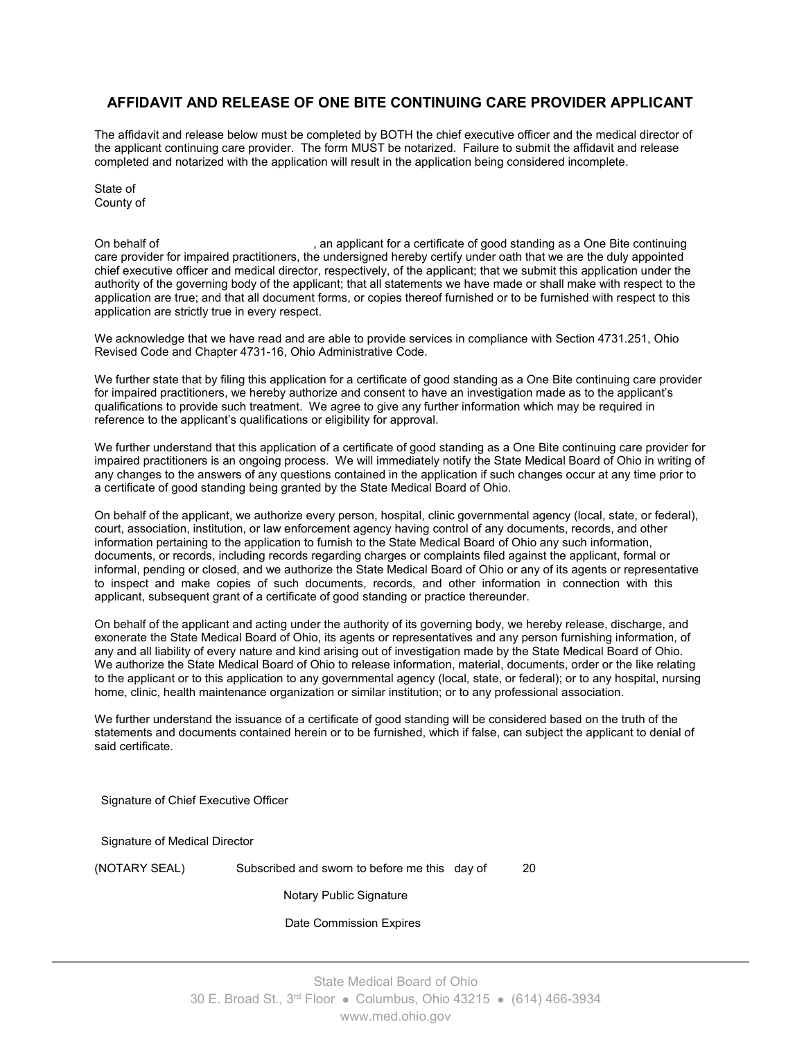## AFFIDAVIT AND RELEASE OF ONE BITE CONTINUING CARE PROVIDER APPLICANT

The affidavit and release below must be completed by BOTH the chief executive officer and the medical director of the applicant continuing care provider. The form MUST be notarized. Failure to submit the affidavit and release completed and notarized with the application will result in the application being considered incomplete.

State of

County of

On behalf of , an applicant for a certificate of good standing as a One Bite continuing care provider for impaired practitioners, the undersigned hereby certify under oath that we are the duly appointed chief executive officer and medical director, respectively, of the applicant; that we submit this application under the authority of the governing body of the applicant; that all statements we have made or shall make with respect to the application are true; and that all document forms, or copies thereof furnished or to be furnished with respect to this application are strictly true in every respect.

We acknowledge that we have read and are able to provide services in compliance with Section 4731.251, Ohio Revised Code and Chapter 4731-16, Ohio Administrative Code.

We further state that by filing this application for a certificate of good standing as a One Bite continuing care provider for impaired practitioners, we hereby authorize and consent to have an investigation made as to the applicant's qualifications to provide such treatment. We agree to give any further information which may be required in reference to the applicant's qualifications or eligibility for approval.

We further understand that this application of a certificate of good standing as a One Bite continuing care provider for impaired practitioners is an ongoing process. We will immediately notify the State Medical Board of Ohio in writing of any changes to the answers of any questions contained in the application if such changes occur at any time prior to a certificate of good standing being granted by the State Medical Board of Ohio.

On behalf of the applicant, we authorize every person, hospital, clinic governmental agency (local, state, or federal), court, association, institution, or law enforcement agency having control of any documents, records, and other information pertaining to the application to furnish to the State Medical Board of Ohio any such information, documents, or records, including records regarding charges or complaints filed against the applicant, formal or informal, pending or closed, and we authorize the State Medical Board of Ohio or any of its agents or representative to inspect and make copies of such documents, records, and other information in connection with this applicant, subsequent grant of a certificate of good standing or practice thereunder.

On behalf of the applicant and acting under the authority of its governing body, we hereby release, discharge, and exonerate the State Medical Board of Ohio, its agents or representatives and any person furnishing information, of any and all liability of every nature and kind arising out of investigation made by the State Medical Board of Ohio. We authorize the State Medical Board of Ohio to release information, material, documents, order or the like relating to the applicant or to this application to any governmental agency (local, state, or federal); or to any hospital, nursing home, clinic, health maintenance organization or similar institution; or to any professional association.

We further understand the issuance of a certificate of good standing will be considered based on the truth of the statements and documents contained herein or to be furnished, which if false, can subject the applicant to denial of said certificate.

Signature of Chief Executive Officer

Signature of Medical Director

(NOTARY SEAL) Subscribed and sworn to before me this day of 20

Notary Public Signature

Date Commission Expires

State Medical Board of Ohio
30 E. Broad St., 3rd Floor ● Columbus, Ohio 43215 ● (614) 466-3934
www.med.ohio.gov